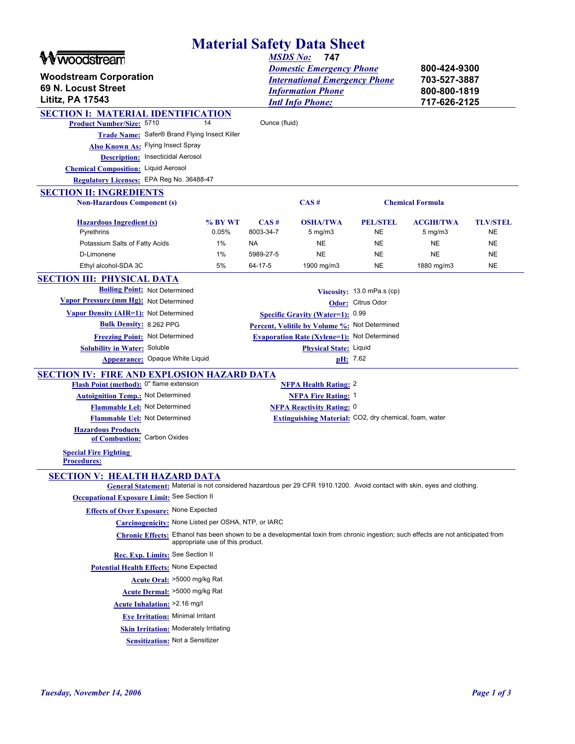# Material Safety Data Sheet

**Woodstream Corporation**
**69 N. Locust Street**
**Lititz, PA 17543**

| | |
|---|---|
| *MSDS No:* | **747** |
| *Domestic Emergency Phone* | **800-424-9300** |
| *International Emergency Phone* | **703-527-3887** |
| *Information Phone* | **800-800-1819** |
| *Intl Info Phone:* | **717-626-2125** |

## SECTION I: MATERIAL IDENTIFICATION

**Product Number/Size:** 5710 14 Ounce (fluid)

**Trade Name:** Safer® Brand Flying Insect Killer

**Also Known As:** Flying Insect Spray

**Description:** Insecticidal Aerosol

**Chemical Composition:** Liquid Aerosol

**Regulatory Licenses:** EPA Reg No. 36488-47

## SECTION II: INGREDIENTS

| Non-Hazardous Component (s) | | CAS # | | | Chemical Formula | |
|---|---|---|---|---|---|---|

| Hazardous Ingredient (s) | % BY WT | CAS # | OSHA/TWA | PEL/STEL | ACGIH/TWA | TLV/STEL |
|---|---|---|---|---|---|---|
| Pyrethrins | 0.05% | 8003-34-7 | 5 mg/m3 | NE | 5 mg/m3 | NE |
| Potassium Salts of Fatty Acids | 1% | NA | NE | NE | NE | NE |
| D-Limonene | 1% | 5989-27-5 | NE | NE | NE | NE |
| Ethyl alcohol-SDA 3C | 5% | 64-17-5 | 1900 mg/m3 | NE | 1880 mg/m3 | NE |

## SECTION III: PHYSICAL DATA

**Boiling Point:** Not Determined

**Vapor Pressure (mm Hg):** Not Determined

**Vapor Density (AIR=1):** Not Determined

**Bulk Density:** 8.262 PPG

**Freezing Point:** Not Determined

**Solubility in Water:** Soluble

**Appearance:** Opaque White Liquid

**Viscosity:** 13.0 mPa.s (cp)

**Odor:** Citrus Odor

**Specific Gravity (Water=1):** 0.99

**Percent, Volitile by Volume %:** Not Determined

**Evaporation Rate (Xylene=1):** Not Determined

**Physical State:** Liquid

**pH:** 7.62

## SECTION IV: FIRE AND EXPLOSION HAZARD DATA

**Flash Point (method):** 0" flame extension

**Autoignition Temp.:** Not Determined

**Flammable Lel:** Not Determined

**Flammable Uel:** Not Determined

**Hazardous Products of Combustion:** Carbon Oxides

**Special Fire Fighting Procedures:**

**NFPA Health Rating:** 2

**NFPA Fire Rating:** 1

**NFPA Reactivity Rating:** 0

**Extinguishing Material:** $CO_2$, dry chemical, foam, water

## SECTION V: HEALTH HAZARD DATA

**General Statement:** Material is not considered hazardous per 29 CFR 1910.1200. Avoid contact with skin, eyes and clothing.

**Occupational Exposure Limit:** See Section II

**Effects of Over Exposure:** None Expected

**Carcinogenicity:** None Listed per OSHA, NTP, or IARC

**Chronic Effects:** Ethanol has been shown to be a developmental toxin from chronic ingestion; such effects are not anticipated from appropriate use of this product.

**Rec. Exp. Limits:** See Section II

**Potential Health Effects:** None Expected

**Acute Oral:** >5000 mg/kg Rat

**Acute Dermal:** >5000 mg/kg Rat

**Acute Inhalation:** >2.16 mg/l

**Eye Irritation:** Minimal Irritant

**Skin Irritation:** Moderately Irritating

**Sensitization:** Not a Sensitizer

*Tuesday, November 14, 2006*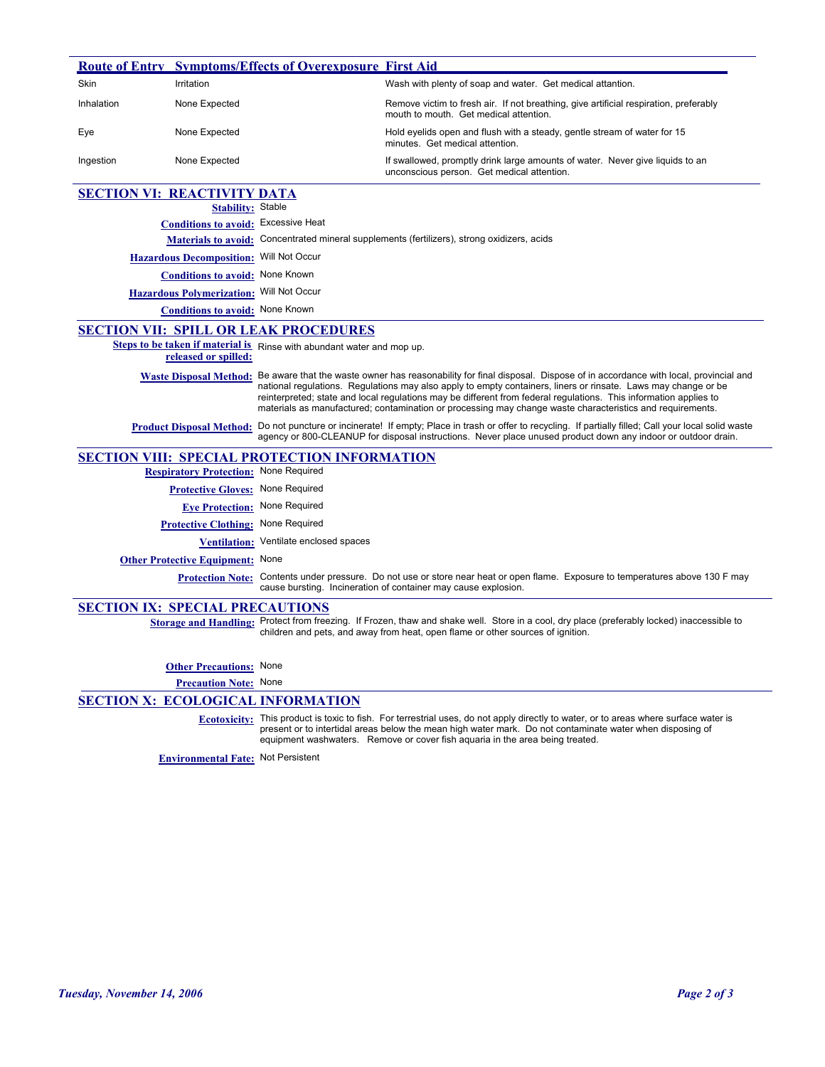| Route of Entry | Symptoms/Effects of Overexposure | First Aid |
|---|---|---|
| Skin | Irritation | Wash with plenty of soap and water. Get medical attention. |
| Inhalation | None Expected | Remove victim to fresh air. If not breathing, give artificial respiration, preferably mouth to mouth. Get medical attention. |
| Eye | None Expected | Hold eyelids open and flush with a steady, gentle stream of water for 15 minutes. Get medical attention. |
| Ingestion | None Expected | If swallowed, promptly drink large amounts of water. Never give liquids to an unconscious person. Get medical attention. |

## SECTION VI: REACTIVITY DATA

**Stability:** Stable

**Conditions to avoid:** Excessive Heat

**Materials to avoid:** Concentrated mineral supplements (fertilizers), strong oxidizers, acids

**Hazardous Decomposition:** Will Not Occur

**Conditions to avoid:** None Known

**Hazardous Polymerization:** Will Not Occur

**Conditions to avoid:** None Known

## SECTION VII: SPILL OR LEAK PROCEDURES

**Steps to be taken if material is released or spilled:** Rinse with abundant water and mop up.

**Waste Disposal Method:** Be aware that the waste owner has reasonability for final disposal. Dispose of in accordance with local, provincial and national regulations. Regulations may also apply to empty containers, liners or rinsate. Laws may change or be reinterpreted; state and local regulations may be different from federal regulations. This information applies to materials as manufactured; contamination or processing may change waste characteristics and requirements.

**Product Disposal Method:** Do not puncture or incinerate! If empty; Place in trash or offer to recycling. If partially filled; Call your local solid waste agency or 800-CLEANUP for disposal instructions. Never place unused product down any indoor or outdoor drain.

## SECTION VIII: SPECIAL PROTECTION INFORMATION

**Respiratory Protection:** None Required

**Protective Gloves:** None Required

**Eye Protection:** None Required

**Protective Clothing:** None Required

**Ventilation:** Ventilate enclosed spaces

**Other Protective Equipment:** None

**Protection Note:** Contents under pressure. Do not use or store near heat or open flame. Exposure to temperatures above 130 F may cause bursting. Incineration of container may cause explosion.

## SECTION IX: SPECIAL PRECAUTIONS

**Storage and Handling:** Protect from freezing. If Frozen, thaw and shake well. Store in a cool, dry place (preferably locked) inaccessible to children and pets, and away from heat, open flame or other sources of ignition.

**Other Precautions:** None

**Precaution Note:** None

## SECTION X: ECOLOGICAL INFORMATION

**Ecotoxicity:** This product is toxic to fish. For terrestrial uses, do not apply directly to water, or to areas where surface water is present or to intertidal areas below the mean high water mark. Do not contaminate water when disposing of equipment washwaters. Remove or cover fish aquaria in the area being treated.

**Environmental Fate:** Not Persistent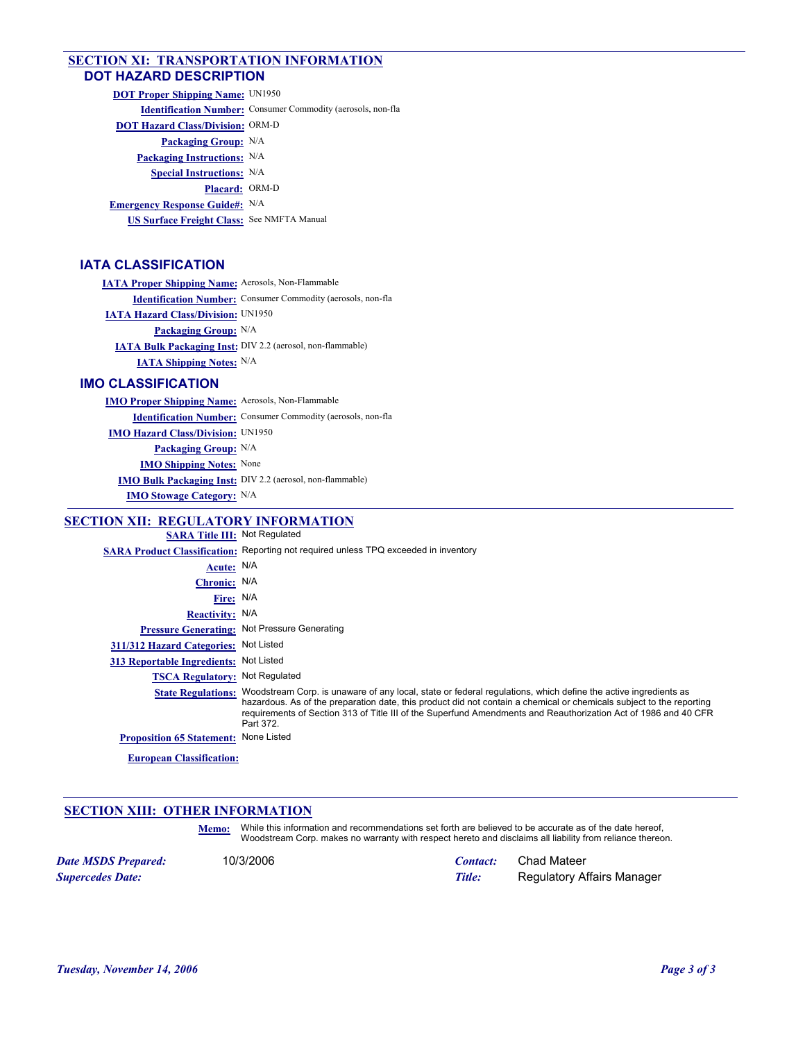## SECTION XI: TRANSPORTATION INFORMATION

### DOT HAZARD DESCRIPTION

**DOT Proper Shipping Name:** UN1950
**Identification Number:** Consumer Commodity (aerosols, non-fla
**DOT Hazard Class/Division:** ORM-D
**Packaging Group:** N/A
**Packaging Instructions:** N/A
**Special Instructions:** N/A
**Placard:** ORM-D
**Emergency Response Guide#:** N/A
**US Surface Freight Class:** See NMFTA Manual

### IATA CLASSIFICATION

**IATA Proper Shipping Name:** Aerosols, Non-Flammable
**Identification Number:** Consumer Commodity (aerosols, non-fla
**IATA Hazard Class/Division:** UN1950
**Packaging Group:** N/A
**IATA Bulk Packaging Inst:** DIV 2.2 (aerosol, non-flammable)
**IATA Shipping Notes:** N/A

### IMO CLASSIFICATION

**IMO Proper Shipping Name:** Aerosols, Non-Flammable
**Identification Number:** Consumer Commodity (aerosols, non-fla
**IMO Hazard Class/Division:** UN1950
**Packaging Group:** N/A
**IMO Shipping Notes:** None
**IMO Bulk Packaging Inst:** DIV 2.2 (aerosol, non-flammable)
**IMO Stowage Category:** N/A

## SECTION XII: REGULATORY INFORMATION

**SARA Title III:** Not Regulated
**SARA Product Classification:** Reporting not required unless TPQ exceeded in inventory
**Acute:** N/A
**Chronic:** N/A
**Fire:** N/A
**Reactivity:** N/A
**Pressure Generating:** Not Pressure Generating
**311/312 Hazard Categories:** Not Listed
**313 Reportable Ingredients:** Not Listed
**TSCA Regulatory:** Not Regulated
**State Regulations:** Woodstream Corp. is unaware of any local, state or federal regulations, which define the active ingredients as hazardous. As of the preparation date, this product did not contain a chemical or chemicals subject to the reporting requirements of Section 313 of Title III of the Superfund Amendments and Reauthorization Act of 1986 and 40 CFR Part 372.
**Proposition 65 Statement:** None Listed
**European Classification:**

## SECTION XIII: OTHER INFORMATION

**Memo:** While this information and recommendations set forth are believed to be accurate as of the date hereof, Woodstream Corp. makes no warranty with respect hereto and disclaims all liability from reliance thereon.

***Date MSDS Prepared:*** 10/3/2006
***Supercedes Date:***

***Contact:*** Chad Mateer
***Title:*** Regulatory Affairs Manager